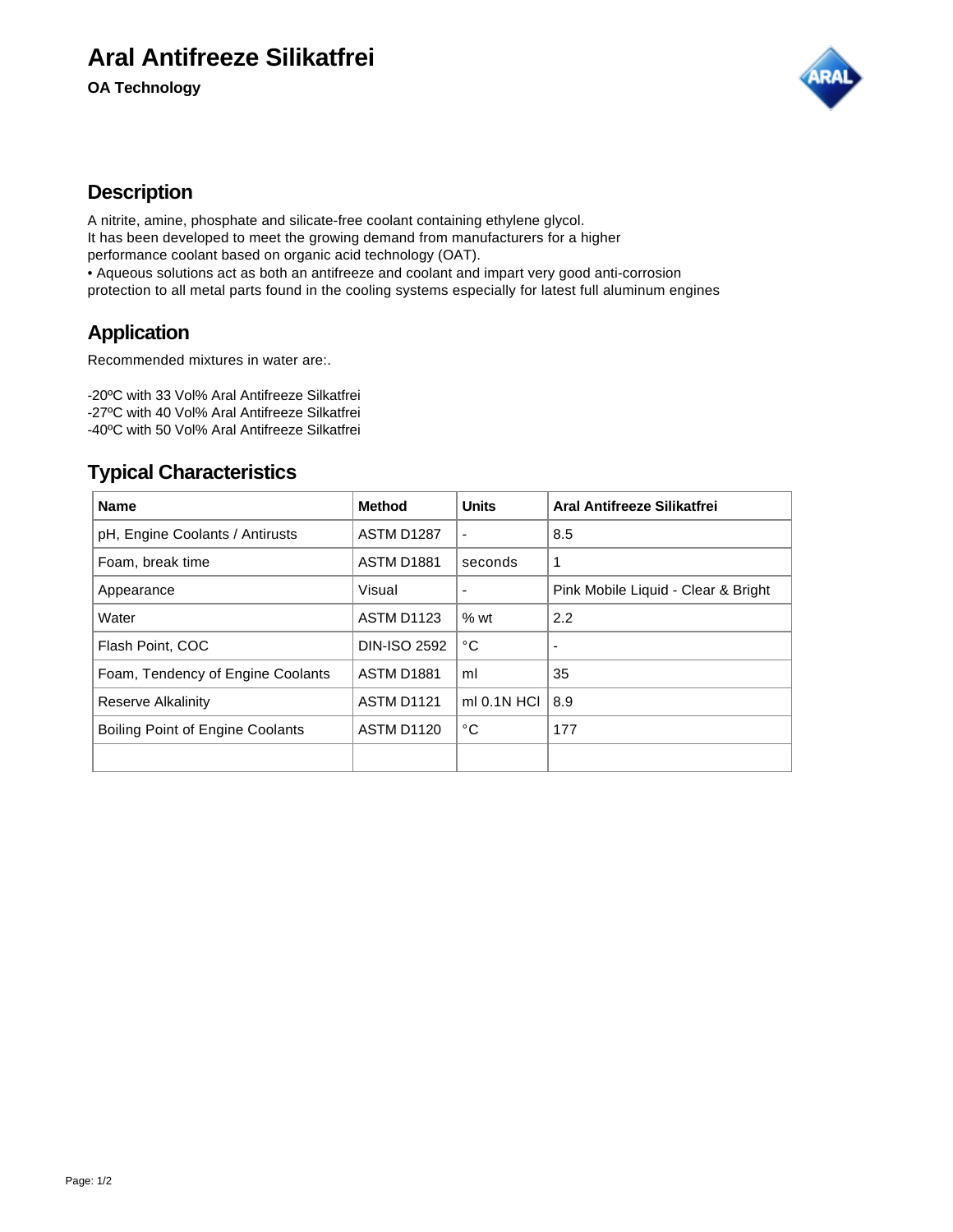# Aral Antifreeze Silikatfrei

**OA Technology**

## Description

A nitrite, amine, phosphate and silicate-free coolant containing ethylene glycol.
It has been developed to meet the growing demand from manufacturers for a higher performance coolant based on organic acid technology (OAT).

• Aqueous solutions act as both an antifreeze and coolant and impart very good anti-corrosion protection to all metal parts found in the cooling systems especially for latest full aluminum engines

## Application

Recommended mixtures in water are:.

-20ºC with 33 Vol% Aral Antifreeze Silkatfrei
-27ºC with 40 Vol% Aral Antifreeze Silkatfrei
-40ºC with 50 Vol% Aral Antifreeze Silkatfrei

## Typical Characteristics

| Name | Method | Units | Aral Antifreeze Silikatfrei |
|---|---|---|---|
| pH, Engine Coolants / Antirusts | ASTM D1287 | - | 8.5 |
| Foam, break time | ASTM D1881 | seconds | 1 |
| Appearance | Visual | - | Pink Mobile Liquid - Clear & Bright |
| Water | ASTM D1123 | % wt | 2.2 |
| Flash Point, COC | DIN-ISO 2592 | °C | - |
| Foam, Tendency of Engine Coolants | ASTM D1881 | ml | 35 |
| Reserve Alkalinity | ASTM D1121 | ml 0.1N HCl | 8.9 |
| Boiling Point of Engine Coolants | ASTM D1120 | °C | 177 |
| | | | |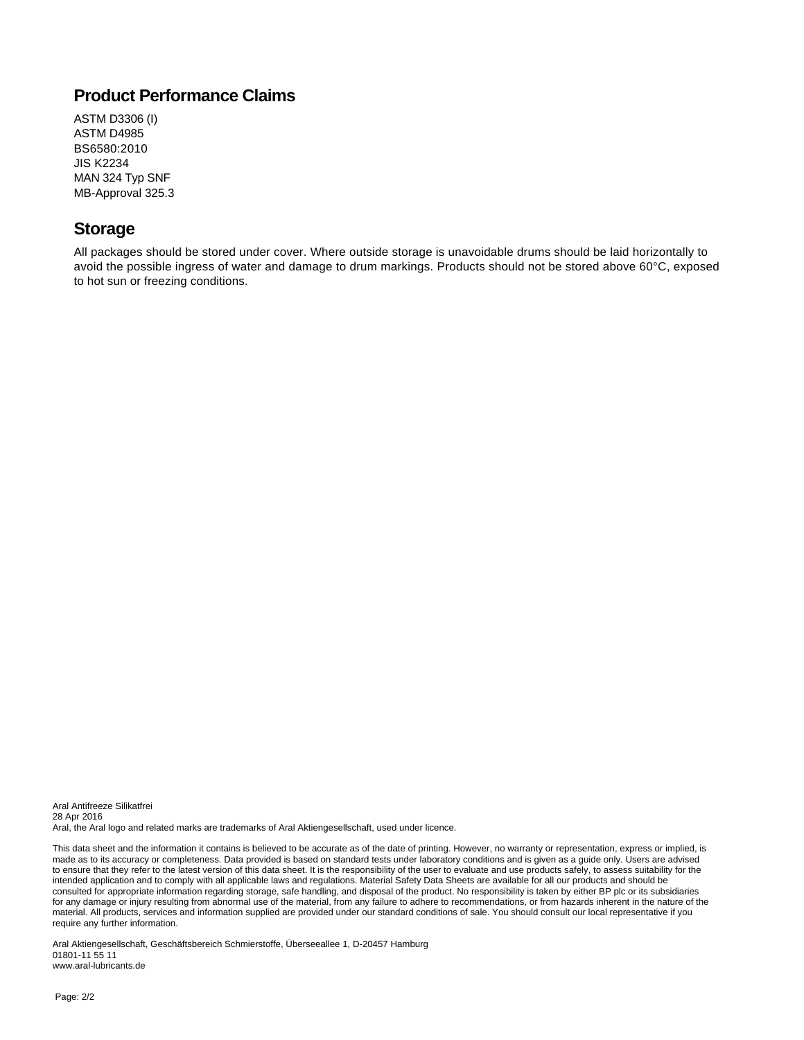## Product Performance Claims

ASTM D3306 (I)
ASTM D4985
BS6580:2010
JIS K2234
MAN 324 Typ SNF
MB-Approval 325.3

## Storage

All packages should be stored under cover. Where outside storage is unavoidable drums should be laid horizontally to avoid the possible ingress of water and damage to drum markings. Products should not be stored above 60°C, exposed to hot sun or freezing conditions.

Aral Antifreeze Silikatfrei
28 Apr 2016
Aral, the Aral logo and related marks are trademarks of Aral Aktiengesellschaft, used under licence.

This data sheet and the information it contains is believed to be accurate as of the date of printing. However, no warranty or representation, express or implied, is made as to its accuracy or completeness. Data provided is based on standard tests under laboratory conditions and is given as a guide only. Users are advised to ensure that they refer to the latest version of this data sheet. It is the responsibility of the user to evaluate and use products safely, to assess suitability for the intended application and to comply with all applicable laws and regulations. Material Safety Data Sheets are available for all our products and should be consulted for appropriate information regarding storage, safe handling, and disposal of the product. No responsibility is taken by either BP plc or its subsidiaries for any damage or injury resulting from abnormal use of the material, from any failure to adhere to recommendations, or from hazards inherent in the nature of the material. All products, services and information supplied are provided under our standard conditions of sale. You should consult our local representative if you require any further information.

Aral Aktiengesellschaft, Geschäftsbereich Schmierstoffe, Überseeallee 1, D-20457 Hamburg
01801-11 55 11
www.aral-lubricants.de